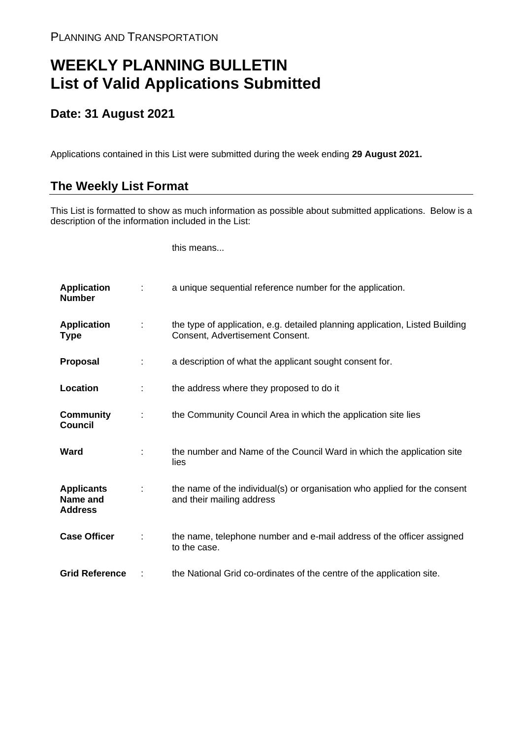PLANNING AND TRANSPORTATION

# WEEKLY PLANNING BULLETIN
# List of Valid Applications Submitted

## Date: 31 August 2021

Applications contained in this List were submitted during the week ending **29 August 2021.**

## The Weekly List Format

This List is formatted to show as much information as possible about submitted applications. Below is a description of the information included in the List:

| | | this means... |
|---|---|---|
| **Application Number** | : | a unique sequential reference number for the application. |
| **Application Type** | : | the type of application, e.g. detailed planning application, Listed Building Consent, Advertisement Consent. |
| **Proposal** | : | a description of what the applicant sought consent for. |
| **Location** | : | the address where they proposed to do it |
| **Community Council** | : | the Community Council Area in which the application site lies |
| **Ward** | : | the number and Name of the Council Ward in which the application site lies |
| **Applicants Name and Address** | : | the name of the individual(s) or organisation who applied for the consent and their mailing address |
| **Case Officer** | : | the name, telephone number and e-mail address of the officer assigned to the case. |
| **Grid Reference** | : | the National Grid co-ordinates of the centre of the application site. |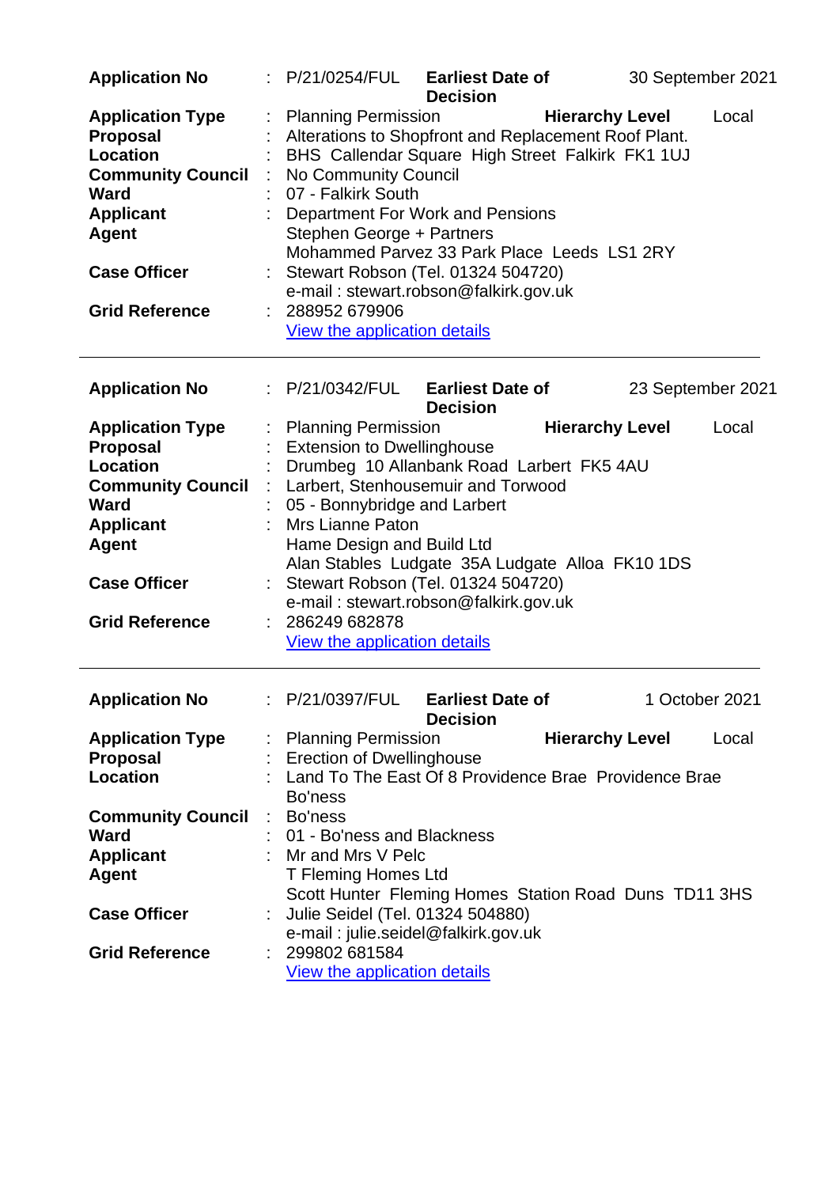| | | | | |
|---|---|---|---|---|
| **Application No** | : P/21/0254/FUL | **Earliest Date of Decision** | | 30 September 2021 |
| **Application Type** | : Planning Permission | | **Hierarchy Level** | Local |
| **Proposal** | : Alterations to Shopfront and Replacement Roof Plant. | | | |
| **Location** | : BHS Callendar Square High Street Falkirk FK1 1UJ | | | |
| **Community Council** | : No Community Council | | | |
| **Ward** | : 07 - Falkirk South | | | |
| **Applicant** | : Department For Work and Pensions | | | |
| **Agent** | Stephen George + Partners<br>Mohammed Parvez 33 Park Place Leeds LS1 2RY | | | |
| **Case Officer** | : Stewart Robson (Tel. 01324 504720)<br>e-mail : stewart.robson@falkirk.gov.uk | | | |
| **Grid Reference** | : 288952 679906<br>View the application details | | | |

---

| | | | | |
|---|---|---|---|---|
| **Application No** | : P/21/0342/FUL | **Earliest Date of Decision** | | 23 September 2021 |
| **Application Type** | : Planning Permission | | **Hierarchy Level** | Local |
| **Proposal** | : Extension to Dwellinghouse | | | |
| **Location** | : Drumbeg 10 Allanbank Road Larbert FK5 4AU | | | |
| **Community Council** | : Larbert, Stenhousemuir and Torwood | | | |
| **Ward** | : 05 - Bonnybridge and Larbert | | | |
| **Applicant** | : Mrs Lianne Paton | | | |
| **Agent** | Hame Design and Build Ltd<br>Alan Stables Ludgate 35A Ludgate Alloa FK10 1DS | | | |
| **Case Officer** | : Stewart Robson (Tel. 01324 504720)<br>e-mail : stewart.robson@falkirk.gov.uk | | | |
| **Grid Reference** | : 286249 682878<br>View the application details | | | |

---

| | | | | |
|---|---|---|---|---|
| **Application No** | : P/21/0397/FUL | **Earliest Date of Decision** | | 1 October 2021 |
| **Application Type** | : Planning Permission | | **Hierarchy Level** | Local |
| **Proposal** | : Erection of Dwellinghouse | | | |
| **Location** | : Land To The East Of 8 Providence Brae Providence Brae Bo'ness | | | |
| **Community Council** | : Bo'ness | | | |
| **Ward** | : 01 - Bo'ness and Blackness | | | |
| **Applicant** | : Mr and Mrs V Pelc | | | |
| **Agent** | T Fleming Homes Ltd<br>Scott Hunter Fleming Homes Station Road Duns TD11 3HS | | | |
| **Case Officer** | : Julie Seidel (Tel. 01324 504880)<br>e-mail : julie.seidel@falkirk.gov.uk | | | |
| **Grid Reference** | : 299802 681584<br>View the application details | | | |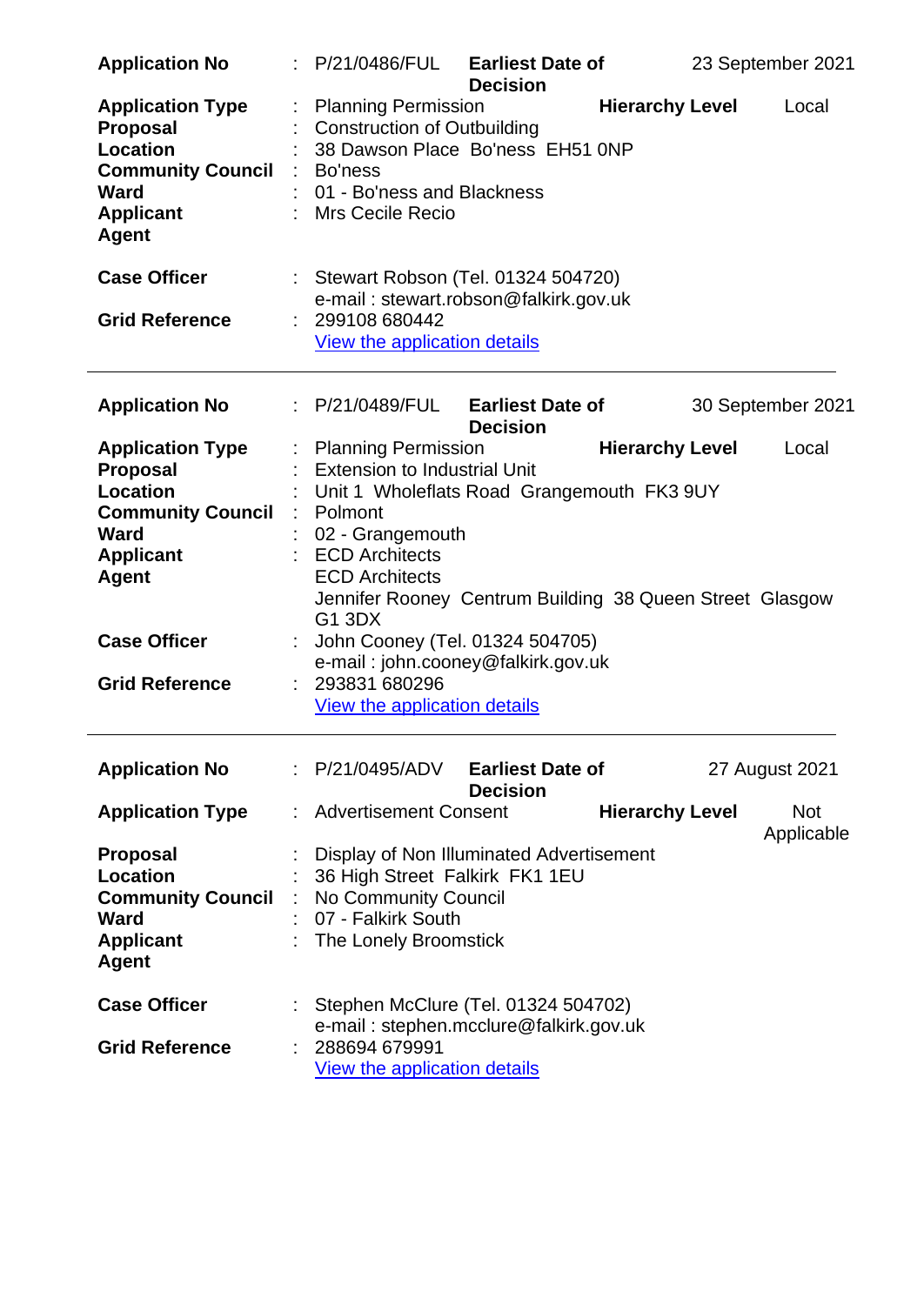| | | | | |
|---|---|---|---|---|
| **Application No** | : P/21/0486/FUL | **Earliest Date of Decision** | | 23 September 2021 |
| **Application Type** | : Planning Permission | | **Hierarchy Level** | Local |
| **Proposal** | : Construction of Outbuilding | | | |
| **Location** | : 38 Dawson Place Bo'ness EH51 0NP | | | |
| **Community Council** | : Bo'ness | | | |
| **Ward** | : 01 - Bo'ness and Blackness | | | |
| **Applicant** | : Mrs Cecile Recio | | | |
| **Agent** | | | | |
| **Case Officer** | : Stewart Robson (Tel. 01324 504720) e-mail : stewart.robson@falkirk.gov.uk | | | |
| **Grid Reference** | : 299108 680442 View the application details | | | |

---

| | | | | |
|---|---|---|---|---|
| **Application No** | : P/21/0489/FUL | **Earliest Date of Decision** | | 30 September 2021 |
| **Application Type** | : Planning Permission | | **Hierarchy Level** | Local |
| **Proposal** | : Extension to Industrial Unit | | | |
| **Location** | : Unit 1 Wholeflats Road Grangemouth FK3 9UY | | | |
| **Community Council** | : Polmont | | | |
| **Ward** | : 02 - Grangemouth | | | |
| **Applicant** | : ECD Architects | | | |
| **Agent** | ECD Architects Jennifer Rooney Centrum Building 38 Queen Street Glasgow G1 3DX | | | |
| **Case Officer** | : John Cooney (Tel. 01324 504705) e-mail : john.cooney@falkirk.gov.uk | | | |
| **Grid Reference** | : 293831 680296 View the application details | | | |

---

| | | | | |
|---|---|---|---|---|
| **Application No** | : P/21/0495/ADV | **Earliest Date of Decision** | | 27 August 2021 |
| **Application Type** | : Advertisement Consent | | **Hierarchy Level** | Not Applicable |
| **Proposal** | : Display of Non Illuminated Advertisement | | | |
| **Location** | : 36 High Street Falkirk FK1 1EU | | | |
| **Community Council** | : No Community Council | | | |
| **Ward** | : 07 - Falkirk South | | | |
| **Applicant** | : The Lonely Broomstick | | | |
| **Agent** | | | | |
| **Case Officer** | : Stephen McClure (Tel. 01324 504702) e-mail : stephen.mcclure@falkirk.gov.uk | | | |
| **Grid Reference** | : 288694 679991 View the application details | | | |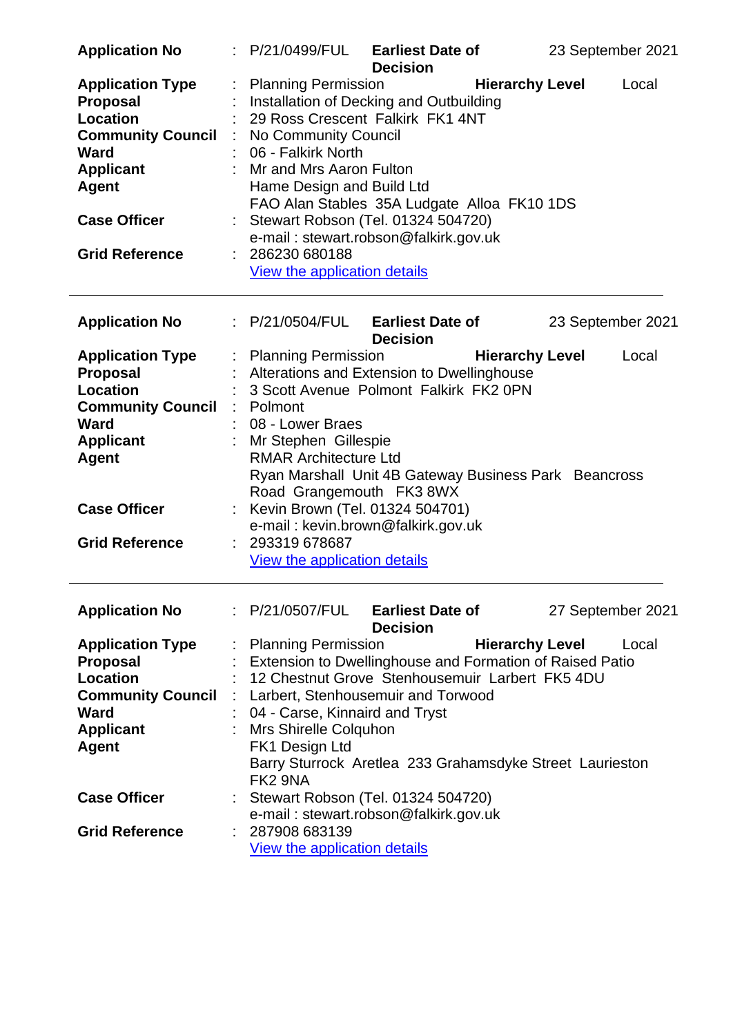| | | | | |
|---|---|---|---|---|
| **Application No** | : P/21/0499/FUL | **Earliest Date of Decision** | 23 September 2021 | |
| **Application Type** | : Planning Permission | **Hierarchy Level** | Local | |
| **Proposal** | : Installation of Decking and Outbuilding | | | |
| **Location** | : 29 Ross Crescent Falkirk FK1 4NT | | | |
| **Community Council** | : No Community Council | | | |
| **Ward** | : 06 - Falkirk North | | | |
| **Applicant** | : Mr and Mrs Aaron Fulton | | | |
| **Agent** | Hame Design and Build Ltd<br>FAO Alan Stables 35A Ludgate Alloa FK10 1DS | | | |
| **Case Officer** | : Stewart Robson (Tel. 01324 504720)<br>e-mail : stewart.robson@falkirk.gov.uk | | | |
| **Grid Reference** | : 286230 680188<br>View the application details | | | |

---

| | | | | |
|---|---|---|---|---|
| **Application No** | : P/21/0504/FUL | **Earliest Date of Decision** | 23 September 2021 | |
| **Application Type** | : Planning Permission | **Hierarchy Level** | Local | |
| **Proposal** | : Alterations and Extension to Dwellinghouse | | | |
| **Location** | : 3 Scott Avenue Polmont Falkirk FK2 0PN | | | |
| **Community Council** | : Polmont | | | |
| **Ward** | : 08 - Lower Braes | | | |
| **Applicant** | : Mr Stephen Gillespie | | | |
| **Agent** | RMAR Architecture Ltd<br>Ryan Marshall Unit 4B Gateway Business Park Beancross Road Grangemouth FK3 8WX | | | |
| **Case Officer** | : Kevin Brown (Tel. 01324 504701)<br>e-mail : kevin.brown@falkirk.gov.uk | | | |
| **Grid Reference** | : 293319 678687<br>View the application details | | | |

---

| | | | | |
|---|---|---|---|---|
| **Application No** | : P/21/0507/FUL | **Earliest Date of Decision** | 27 September 2021 | |
| **Application Type** | : Planning Permission | **Hierarchy Level** | Local | |
| **Proposal** | : Extension to Dwellinghouse and Formation of Raised Patio | | | |
| **Location** | : 12 Chestnut Grove Stenhousemuir Larbert FK5 4DU | | | |
| **Community Council** | : Larbert, Stenhousemuir and Torwood | | | |
| **Ward** | : 04 - Carse, Kinnaird and Tryst | | | |
| **Applicant** | : Mrs Shirelle Colquhon | | | |
| **Agent** | FK1 Design Ltd<br>Barry Sturrock Aretlea 233 Grahamsdyke Street Laurieston FK2 9NA | | | |
| **Case Officer** | : Stewart Robson (Tel. 01324 504720)<br>e-mail : stewart.robson@falkirk.gov.uk | | | |
| **Grid Reference** | : 287908 683139<br>View the application details | | | |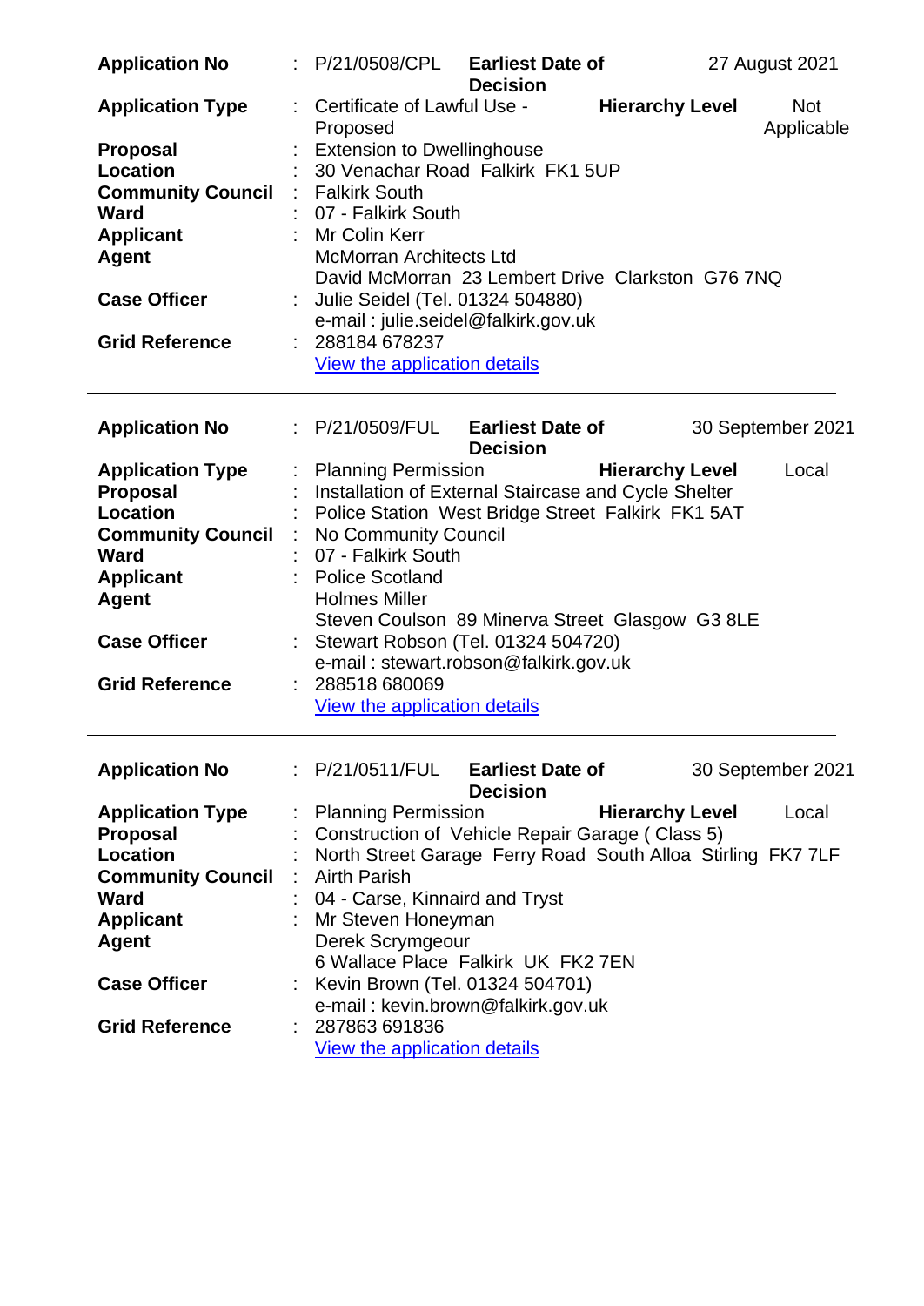| | | | | |
|---|---|---|---|---|
| **Application No** | : P/21/0508/CPL | **Earliest Date of Decision** | 27 August 2021 | |
| **Application Type** | : Certificate of Lawful Use - Proposed | **Hierarchy Level** | Not Applicable | |
| **Proposal** | : Extension to Dwellinghouse | | | |
| **Location** | : 30 Venachar Road Falkirk FK1 5UP | | | |
| **Community Council** | : Falkirk South | | | |
| **Ward** | : 07 - Falkirk South | | | |
| **Applicant** | : Mr Colin Kerr | | | |
| **Agent** | McMorran Architects Ltd<br>David McMorran 23 Lembert Drive Clarkston G76 7NQ | | | |
| **Case Officer** | : Julie Seidel (Tel. 01324 504880)<br>e-mail : julie.seidel@falkirk.gov.uk | | | |
| **Grid Reference** | : 288184 678237<br>View the application details | | | |

---

| | | | | |
|---|---|---|---|---|
| **Application No** | : P/21/0509/FUL | **Earliest Date of Decision** | 30 September 2021 | |
| **Application Type** | : Planning Permission | **Hierarchy Level** | Local | |
| **Proposal** | : Installation of External Staircase and Cycle Shelter | | | |
| **Location** | : Police Station West Bridge Street Falkirk FK1 5AT | | | |
| **Community Council** | : No Community Council | | | |
| **Ward** | : 07 - Falkirk South | | | |
| **Applicant** | : Police Scotland | | | |
| **Agent** | Holmes Miller<br>Steven Coulson 89 Minerva Street Glasgow G3 8LE | | | |
| **Case Officer** | : Stewart Robson (Tel. 01324 504720)<br>e-mail : stewart.robson@falkirk.gov.uk | | | |
| **Grid Reference** | : 288518 680069<br>View the application details | | | |

---

| | | | | |
|---|---|---|---|---|
| **Application No** | : P/21/0511/FUL | **Earliest Date of Decision** | 30 September 2021 | |
| **Application Type** | : Planning Permission | **Hierarchy Level** | Local | |
| **Proposal** | : Construction of Vehicle Repair Garage ( Class 5) | | | |
| **Location** | : North Street Garage Ferry Road South Alloa Stirling FK7 7LF | | | |
| **Community Council** | : Airth Parish | | | |
| **Ward** | : 04 - Carse, Kinnaird and Tryst | | | |
| **Applicant** | : Mr Steven Honeyman | | | |
| **Agent** | Derek Scrymgeour<br>6 Wallace Place Falkirk UK FK2 7EN | | | |
| **Case Officer** | : Kevin Brown (Tel. 01324 504701)<br>e-mail : kevin.brown@falkirk.gov.uk | | | |
| **Grid Reference** | : 287863 691836<br>View the application details | | | |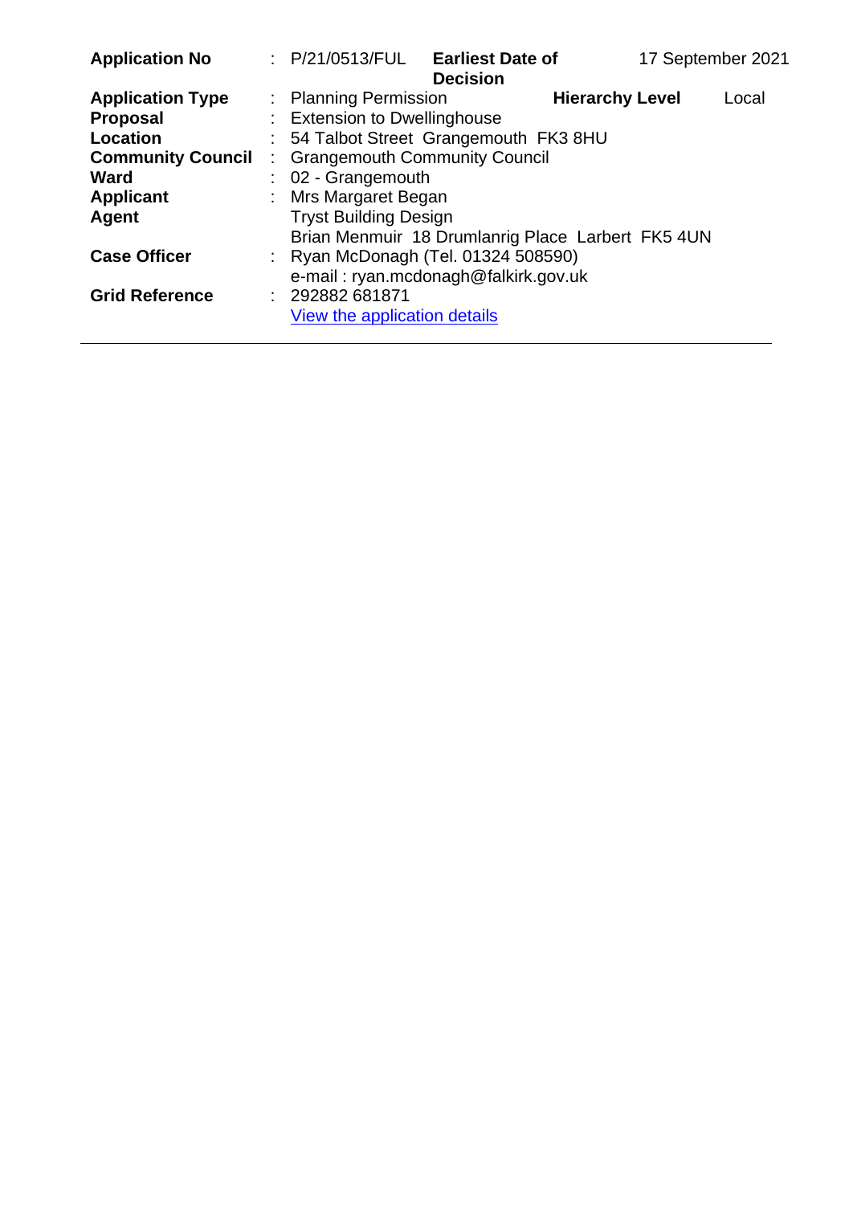| | | | | |
|---|---|---|---|---|
| **Application No** | : P/21/0513/FUL | **Earliest Date of Decision** | | 17 September 2021 |
| **Application Type** | : Planning Permission | | **Hierarchy Level** | Local |
| **Proposal** | : Extension to Dwellinghouse | | | |
| **Location** | : 54 Talbot Street Grangemouth FK3 8HU | | | |
| **Community Council** | : Grangemouth Community Council | | | |
| **Ward** | : 02 - Grangemouth | | | |
| **Applicant** | : Mrs Margaret Began | | | |
| **Agent** | Tryst Building Design<br>Brian Menmuir 18 Drumlanrig Place Larbert FK5 4UN | | | |
| **Case Officer** | : Ryan McDonagh (Tel. 01324 508590)<br>e-mail : ryan.mcdonagh@falkirk.gov.uk | | | |
| **Grid Reference** | : 292882 681871<br>View the application details | | | |